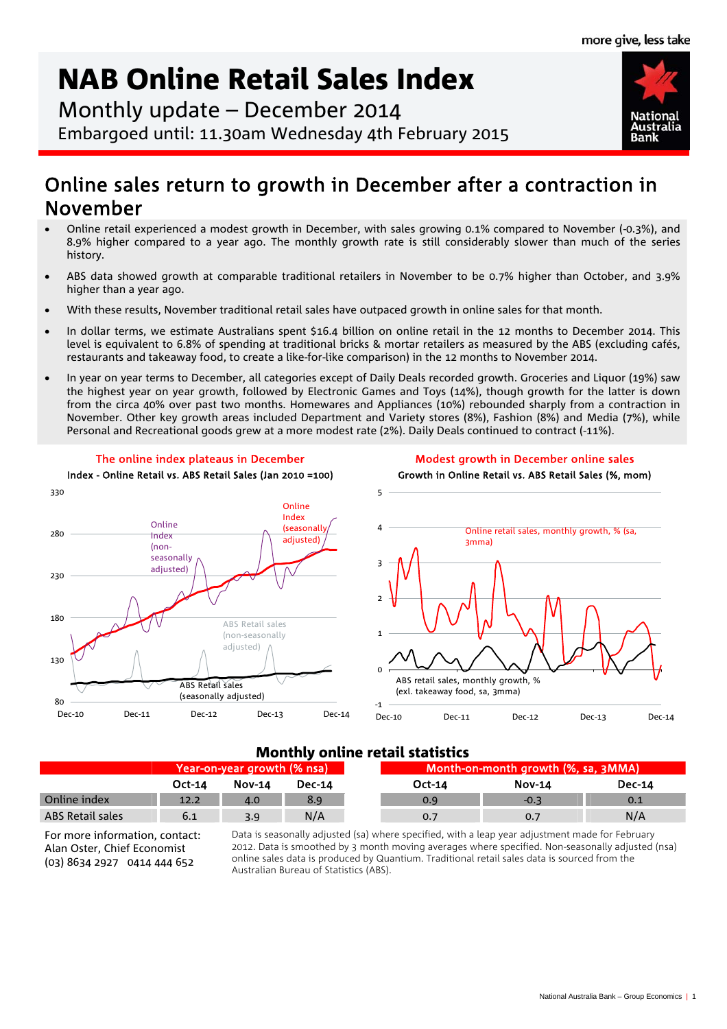more give, less take

# NAB Online Retail Sales Index

Monthly update – December 2014

Embargoed until: 11.30am Wednesday 4th February 2015

## Online sales return to growth in December after a contraction in November

- Online retail experienced a modest growth in December, with sales growing 0.1% compared to November (-0.3%), and 8.9% higher compared to a year ago. The monthly growth rate is still considerably slower than much of the series history.
- ABS data showed growth at comparable traditional retailers in November to be 0.7% higher than October, and 3.9% higher than a year ago.
- With these results, November traditional retail sales have outpaced growth in online sales for that month.
- In dollar terms, we estimate Australians spent $16.4 billion on online retail in the 12 months to December 2014. This level is equivalent to 6.8% of spending at traditional bricks & mortar retailers as measured by the ABS (excluding cafés, restaurants and takeaway food, to create a like-for-like comparison) in the 12 months to November 2014.
- In year on year terms to December, all categories except of Daily Deals recorded growth. Groceries and Liquor (19%) saw the highest year on year growth, followed by Electronic Games and Toys (14%), though growth for the latter is down from the circa 40% over past two months. Homewares and Appliances (10%) rebounded sharply from a contraction in November. Other key growth areas included Department and Variety stores (8%), Fashion (8%) and Media (7%), while Personal and Recreational goods grew at a more modest rate (2%). Daily Deals continued to contract (-11%).

**The online index plateaus in December**

Index - Online Retail vs. ABS Retail Sales (Jan 2010 =100)

**Modest growth in December online sales**

Growth in Online Retail vs. ABS Retail Sales (%, mom)

### Monthly online retail statistics

| | Year-on-year growth (% nsa) | | | Month-on-month growth (%, sa, 3MMA) | | |
|---|---|---|---|---|---|---|
| | Oct-14 | Nov-14 | Dec-14 | Oct-14 | Nov-14 | Dec-14 |
| Online index | 12.2 | 4.0 | 8.9 | 0.9 | -0.3 | 0.1 |
| ABS Retail sales | 6.1 | 3.9 | N/A | 0.7 | 0.7 | N/A |

For more information, contact:
Alan Oster, Chief Economist
(03) 8634 2927 0414 444 652

Data is seasonally adjusted (sa) where specified, with a leap year adjustment made for February 2012. Data is smoothed by 3 month moving averages where specified. Non-seasonally adjusted (nsa) online sales data is produced by Quantium. Traditional retail sales data is sourced from the Australian Bureau of Statistics (ABS).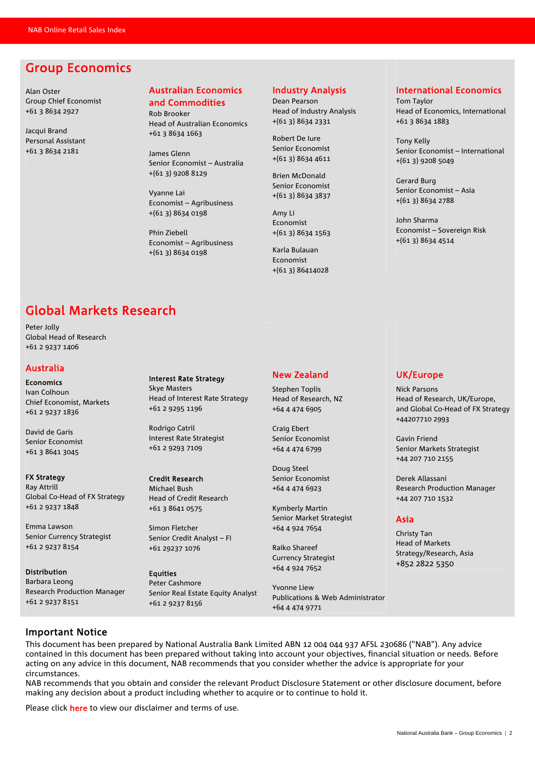# Group Economics

Alan Oster
Group Chief Economist
+61 3 8634 2927

Jacqui Brand
Personal Assistant
+61 3 8634 2181

## Australian Economics and Commodities

Rob Brooker
Head of Australian Economics
+61 3 8634 1663

James Glenn
Senior Economist – Australia
+(61 3) 9208 8129

Vyanne Lai
Economist – Agribusiness
+(61 3) 8634 0198

Phin Ziebell
Economist – Agribusiness
+(61 3) 8634 0198

## Industry Analysis

Dean Pearson
Head of Industry Analysis
+(61 3) 8634 2331

Robert De Iure
Senior Economist
+(61 3) 8634 4611

Brien McDonald
Senior Economist
+(61 3) 8634 3837

Amy Li
Economist
+(61 3) 8634 1563

Karla Bulauan
Economist
+(61 3) 86414028

## International Economics

Tom Taylor
Head of Economics, International
+61 3 8634 1883

Tony Kelly
Senior Economist – International
+(61 3) 9208 5049

Gerard Burg
Senior Economist – Asia
+(61 3) 8634 2788

John Sharma
Economist – Sovereign Risk
+(61 3) 8634 4514

# Global Markets Research

Peter Jolly
Global Head of Research
+61 2 9237 1406

## Australia

**Economics**
Ivan Colhoun
Chief Economist, Markets
+61 2 9237 1836

David de Garis
Senior Economist
+61 3 8641 3045

**FX Strategy**
Ray Attrill
Global Co-Head of FX Strategy
+61 2 9237 1848

Emma Lawson
Senior Currency Strategist
+61 2 9237 8154

**Distribution**
Barbara Leong
Research Production Manager
+61 2 9237 8151

**Interest Rate Strategy**
Skye Masters
Head of Interest Rate Strategy
+61 2 9295 1196

Rodrigo Catril
Interest Rate Strategist
+61 2 9293 7109

**Credit Research**
Michael Bush
Head of Credit Research
+61 3 8641 0575

Simon Fletcher
Senior Credit Analyst – FI
+61 29237 1076

**Equities**
Peter Cashmore
Senior Real Estate Equity Analyst
+61 2 9237 8156

## New Zealand

Stephen Toplis
Head of Research, NZ
+64 4 474 6905

Craig Ebert
Senior Economist
+64 4 474 6799

Doug Steel
Senior Economist
+64 4 474 6923

Kymberly Martin
Senior Market Strategist
+64 4 924 7654

Raiko Shareef
Currency Strategist
+64 4 924 7652

Yvonne Liew
Publications & Web Administrator
+64 4 474 9771

## UK/Europe

Nick Parsons
Head of Research, UK/Europe, and Global Co-Head of FX Strategy
+44207710 2993

Gavin Friend
Senior Markets Strategist
+44 207 710 2155

Derek Allassani
Research Production Manager
+44 207 710 1532

## Asia

Christy Tan
Head of Markets Strategy/Research, Asia
+852 2822 5350

## Important Notice

This document has been prepared by National Australia Bank Limited ABN 12 004 044 937 AFSL 230686 ("NAB"). Any advice contained in this document has been prepared without taking into account your objectives, financial situation or needs. Before acting on any advice in this document, NAB recommends that you consider whether the advice is appropriate for your circumstances.
NAB recommends that you obtain and consider the relevant Product Disclosure Statement or other disclosure document, before making any decision about a product including whether to acquire or to continue to hold it.

Please click here to view our disclaimer and terms of use.